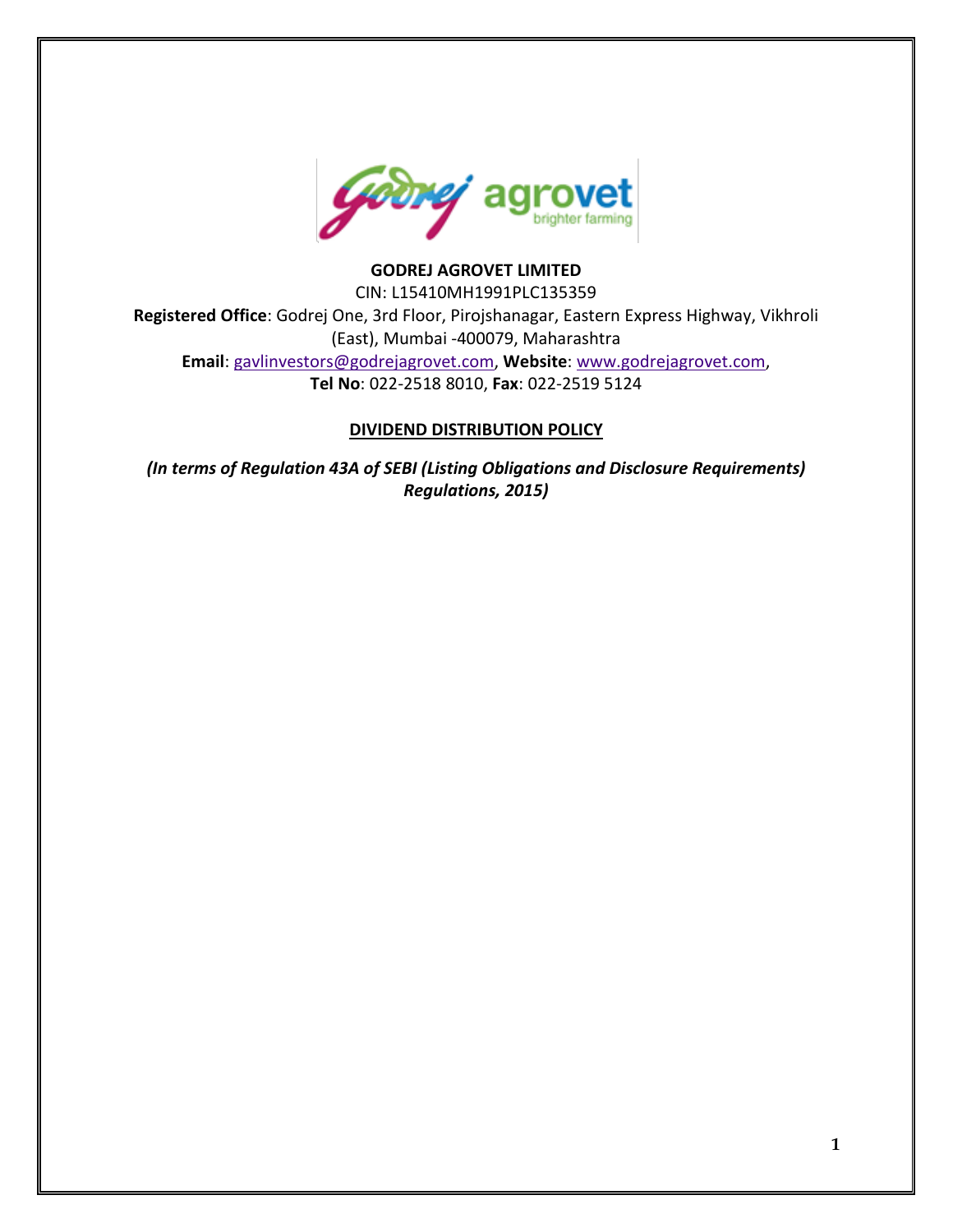**GODREJ AGROVET LIMITED**

CIN: L15410MH1991PLC135359

**Registered Office**: Godrej One, 3rd Floor, Pirojshanagar, Eastern Express Highway, Vikhroli (East), Mumbai -400079, Maharashtra

**Email**: gavlinvestors@godrejagrovet.com, **Website**: www.godrejagrovet.com,

**Tel No**: 022-2518 8010, **Fax**: 022-2519 5124

# DIVIDEND DISTRIBUTION POLICY

***(In terms of Regulation 43A of SEBI (Listing Obligations and Disclosure Requirements) Regulations, 2015)***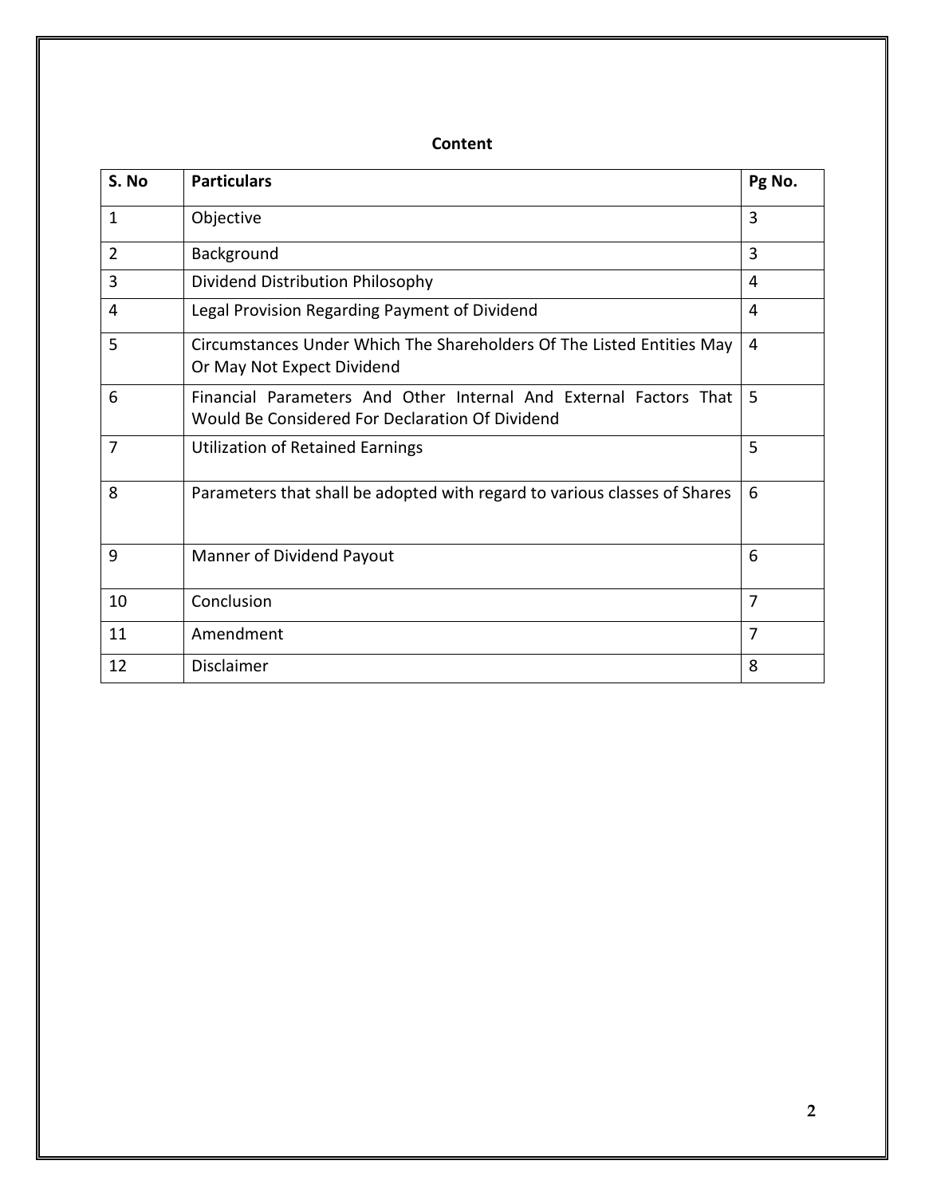**Content**

| S. No | Particulars | Pg No. |
|---|---|---|
| 1 | Objective | 3 |
| 2 | Background | 3 |
| 3 | Dividend Distribution Philosophy | 4 |
| 4 | Legal Provision Regarding Payment of Dividend | 4 |
| 5 | Circumstances Under Which The Shareholders Of The Listed Entities May Or May Not Expect Dividend | 4 |
| 6 | Financial Parameters And Other Internal And External Factors That Would Be Considered For Declaration Of Dividend | 5 |
| 7 | Utilization of Retained Earnings | 5 |
| 8 | Parameters that shall be adopted with regard to various classes of Shares | 6 |
| 9 | Manner of Dividend Payout | 6 |
| 10 | Conclusion | 7 |
| 11 | Amendment | 7 |
| 12 | Disclaimer | 8 |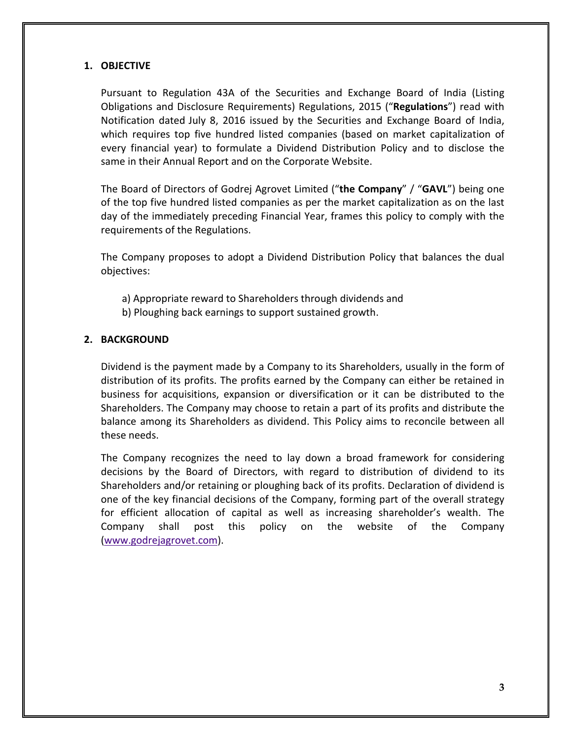## 1. OBJECTIVE

Pursuant to Regulation 43A of the Securities and Exchange Board of India (Listing Obligations and Disclosure Requirements) Regulations, 2015 ("**Regulations**") read with Notification dated July 8, 2016 issued by the Securities and Exchange Board of India, which requires top five hundred listed companies (based on market capitalization of every financial year) to formulate a Dividend Distribution Policy and to disclose the same in their Annual Report and on the Corporate Website.

The Board of Directors of Godrej Agrovet Limited ("**the Company**" / "**GAVL**") being one of the top five hundred listed companies as per the market capitalization as on the last day of the immediately preceding Financial Year, frames this policy to comply with the requirements of the Regulations.

The Company proposes to adopt a Dividend Distribution Policy that balances the dual objectives:

a) Appropriate reward to Shareholders through dividends and
b) Ploughing back earnings to support sustained growth.

## 2. BACKGROUND

Dividend is the payment made by a Company to its Shareholders, usually in the form of distribution of its profits. The profits earned by the Company can either be retained in business for acquisitions, expansion or diversification or it can be distributed to the Shareholders. The Company may choose to retain a part of its profits and distribute the balance among its Shareholders as dividend. This Policy aims to reconcile between all these needs.

The Company recognizes the need to lay down a broad framework for considering decisions by the Board of Directors, with regard to distribution of dividend to its Shareholders and/or retaining or ploughing back of its profits. Declaration of dividend is one of the key financial decisions of the Company, forming part of the overall strategy for efficient allocation of capital as well as increasing shareholder's wealth. The Company shall post this policy on the website of the Company (www.godrejagrovet.com).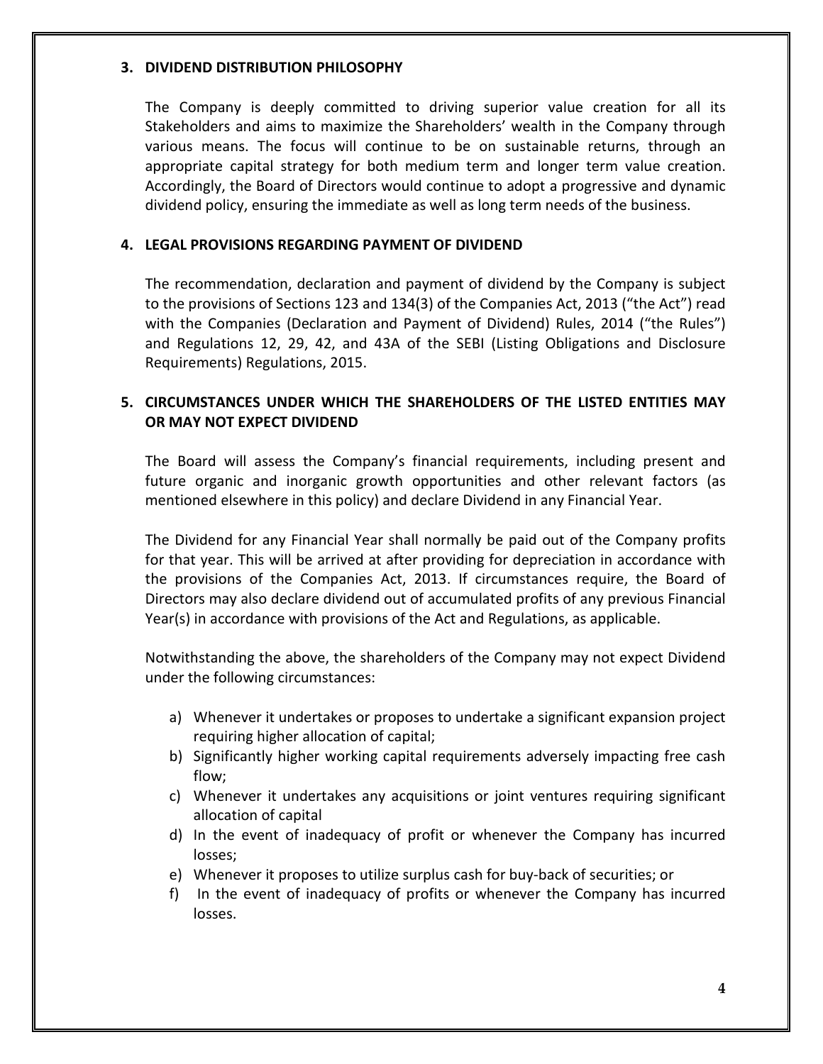## 3. DIVIDEND DISTRIBUTION PHILOSOPHY

The Company is deeply committed to driving superior value creation for all its Stakeholders and aims to maximize the Shareholders' wealth in the Company through various means. The focus will continue to be on sustainable returns, through an appropriate capital strategy for both medium term and longer term value creation. Accordingly, the Board of Directors would continue to adopt a progressive and dynamic dividend policy, ensuring the immediate as well as long term needs of the business.

## 4. LEGAL PROVISIONS REGARDING PAYMENT OF DIVIDEND

The recommendation, declaration and payment of dividend by the Company is subject to the provisions of Sections 123 and 134(3) of the Companies Act, 2013 ("the Act") read with the Companies (Declaration and Payment of Dividend) Rules, 2014 ("the Rules") and Regulations 12, 29, 42, and 43A of the SEBI (Listing Obligations and Disclosure Requirements) Regulations, 2015.

## 5. CIRCUMSTANCES UNDER WHICH THE SHAREHOLDERS OF THE LISTED ENTITIES MAY OR MAY NOT EXPECT DIVIDEND

The Board will assess the Company's financial requirements, including present and future organic and inorganic growth opportunities and other relevant factors (as mentioned elsewhere in this policy) and declare Dividend in any Financial Year.

The Dividend for any Financial Year shall normally be paid out of the Company profits for that year. This will be arrived at after providing for depreciation in accordance with the provisions of the Companies Act, 2013. If circumstances require, the Board of Directors may also declare dividend out of accumulated profits of any previous Financial Year(s) in accordance with provisions of the Act and Regulations, as applicable.

Notwithstanding the above, the shareholders of the Company may not expect Dividend under the following circumstances:

a) Whenever it undertakes or proposes to undertake a significant expansion project requiring higher allocation of capital;
b) Significantly higher working capital requirements adversely impacting free cash flow;
c) Whenever it undertakes any acquisitions or joint ventures requiring significant allocation of capital
d) In the event of inadequacy of profit or whenever the Company has incurred losses;
e) Whenever it proposes to utilize surplus cash for buy-back of securities; or
f) In the event of inadequacy of profits or whenever the Company has incurred losses.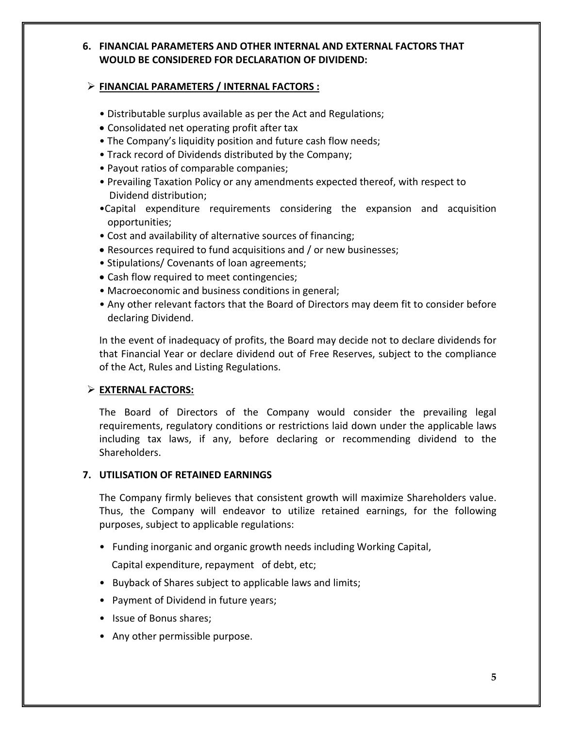## 6. FINANCIAL PARAMETERS AND OTHER INTERNAL AND EXTERNAL FACTORS THAT WOULD BE CONSIDERED FOR DECLARATION OF DIVIDEND:

### **FINANCIAL PARAMETERS / INTERNAL FACTORS :**

- Distributable surplus available as per the Act and Regulations;
- Consolidated net operating profit after tax
- The Company's liquidity position and future cash flow needs;
- Track record of Dividends distributed by the Company;
- Payout ratios of comparable companies;
- Prevailing Taxation Policy or any amendments expected thereof, with respect to Dividend distribution;
- Capital expenditure requirements considering the expansion and acquisition opportunities;
- Cost and availability of alternative sources of financing;
- Resources required to fund acquisitions and / or new businesses;
- Stipulations/ Covenants of loan agreements;
- Cash flow required to meet contingencies;
- Macroeconomic and business conditions in general;
- Any other relevant factors that the Board of Directors may deem fit to consider before declaring Dividend.

In the event of inadequacy of profits, the Board may decide not to declare dividends for that Financial Year or declare dividend out of Free Reserves, subject to the compliance of the Act, Rules and Listing Regulations.

### **EXTERNAL FACTORS:**

The Board of Directors of the Company would consider the prevailing legal requirements, regulatory conditions or restrictions laid down under the applicable laws including tax laws, if any, before declaring or recommending dividend to the Shareholders.

## 7. UTILISATION OF RETAINED EARNINGS

The Company firmly believes that consistent growth will maximize Shareholders value. Thus, the Company will endeavor to utilize retained earnings, for the following purposes, subject to applicable regulations:

- Funding inorganic and organic growth needs including Working Capital, Capital expenditure, repayment of debt, etc;
- Buyback of Shares subject to applicable laws and limits;
- Payment of Dividend in future years;
- Issue of Bonus shares;
- Any other permissible purpose.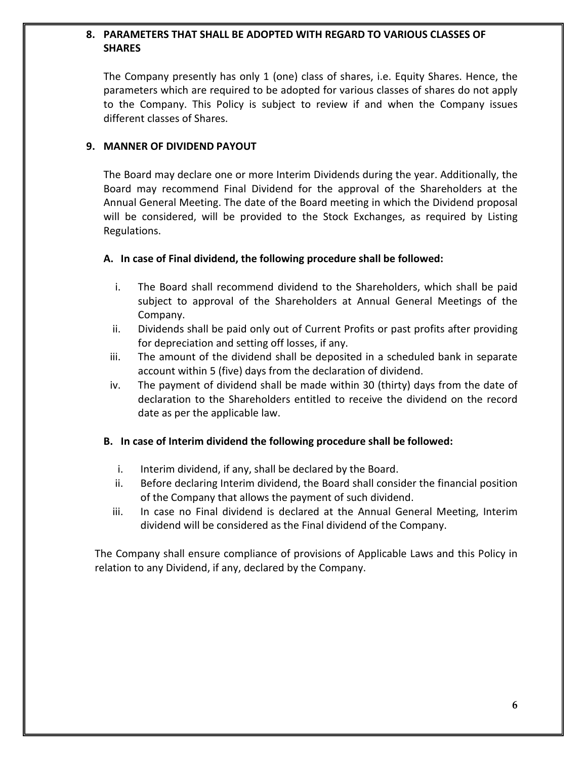## 8. PARAMETERS THAT SHALL BE ADOPTED WITH REGARD TO VARIOUS CLASSES OF SHARES

The Company presently has only 1 (one) class of shares, i.e. Equity Shares. Hence, the parameters which are required to be adopted for various classes of shares do not apply to the Company. This Policy is subject to review if and when the Company issues different classes of Shares.

## 9. MANNER OF DIVIDEND PAYOUT

The Board may declare one or more Interim Dividends during the year. Additionally, the Board may recommend Final Dividend for the approval of the Shareholders at the Annual General Meeting. The date of the Board meeting in which the Dividend proposal will be considered, will be provided to the Stock Exchanges, as required by Listing Regulations.

### A. In case of Final dividend, the following procedure shall be followed:

i. The Board shall recommend dividend to the Shareholders, which shall be paid subject to approval of the Shareholders at Annual General Meetings of the Company.

ii. Dividends shall be paid only out of Current Profits or past profits after providing for depreciation and setting off losses, if any.

iii. The amount of the dividend shall be deposited in a scheduled bank in separate account within 5 (five) days from the declaration of dividend.

iv. The payment of dividend shall be made within 30 (thirty) days from the date of declaration to the Shareholders entitled to receive the dividend on the record date as per the applicable law.

### B. In case of Interim dividend the following procedure shall be followed:

i. Interim dividend, if any, shall be declared by the Board.

ii. Before declaring Interim dividend, the Board shall consider the financial position of the Company that allows the payment of such dividend.

iii. In case no Final dividend is declared at the Annual General Meeting, Interim dividend will be considered as the Final dividend of the Company.

The Company shall ensure compliance of provisions of Applicable Laws and this Policy in relation to any Dividend, if any, declared by the Company.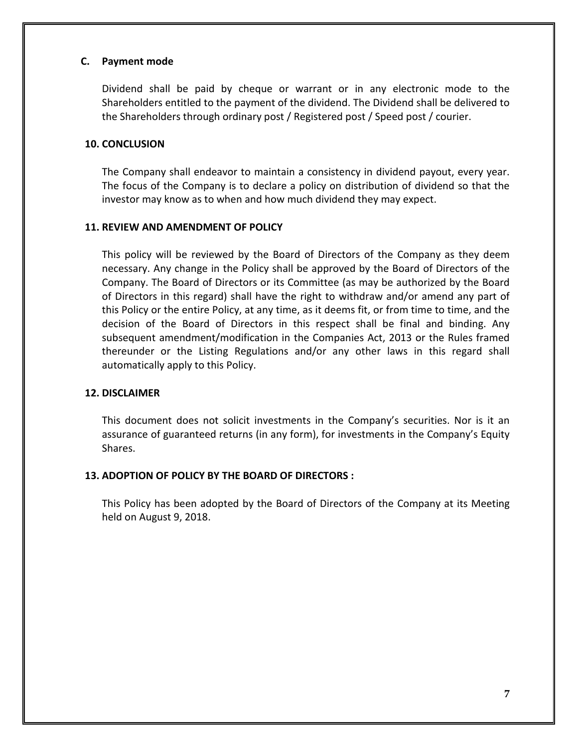### C. Payment mode

Dividend shall be paid by cheque or warrant or in any electronic mode to the Shareholders entitled to the payment of the dividend. The Dividend shall be delivered to the Shareholders through ordinary post / Registered post / Speed post / courier.

## 10. CONCLUSION

The Company shall endeavor to maintain a consistency in dividend payout, every year. The focus of the Company is to declare a policy on distribution of dividend so that the investor may know as to when and how much dividend they may expect.

## 11. REVIEW AND AMENDMENT OF POLICY

This policy will be reviewed by the Board of Directors of the Company as they deem necessary. Any change in the Policy shall be approved by the Board of Directors of the Company. The Board of Directors or its Committee (as may be authorized by the Board of Directors in this regard) shall have the right to withdraw and/or amend any part of this Policy or the entire Policy, at any time, as it deems fit, or from time to time, and the decision of the Board of Directors in this respect shall be final and binding. Any subsequent amendment/modification in the Companies Act, 2013 or the Rules framed thereunder or the Listing Regulations and/or any other laws in this regard shall automatically apply to this Policy.

## 12. DISCLAIMER

This document does not solicit investments in the Company's securities. Nor is it an assurance of guaranteed returns (in any form), for investments in the Company's Equity Shares.

## 13. ADOPTION OF POLICY BY THE BOARD OF DIRECTORS :

This Policy has been adopted by the Board of Directors of the Company at its Meeting held on August 9, 2018.